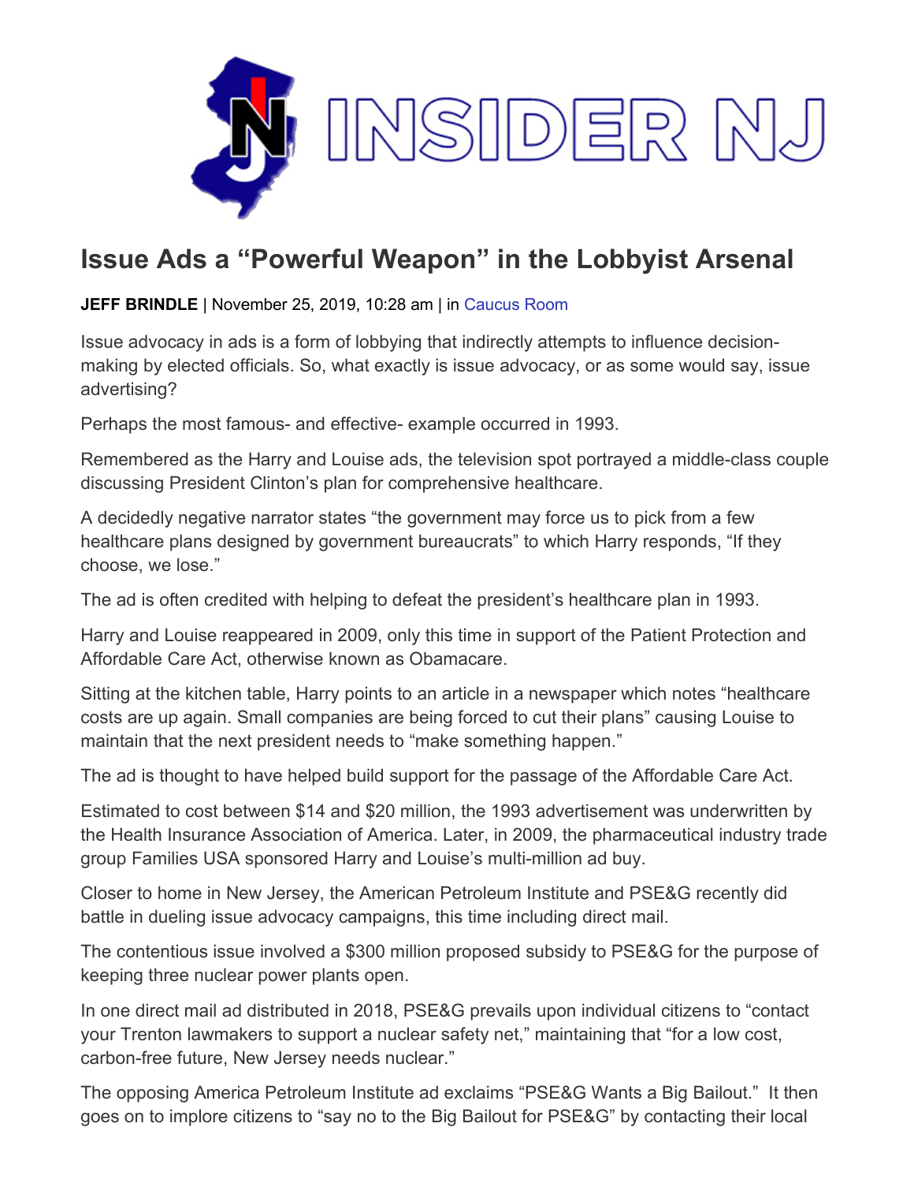# Issue Ads a "Powerful Weapon" in the Lobbyist Arsenal

**JEFF BRINDLE** | November 25, 2019, 10:28 am | in Caucus Room

Issue advocacy in ads is a form of lobbying that indirectly attempts to influence decision-making by elected officials. So, what exactly is issue advocacy, or as some would say, issue advertising?

Perhaps the most famous- and effective- example occurred in 1993.

Remembered as the Harry and Louise ads, the television spot portrayed a middle-class couple discussing President Clinton's plan for comprehensive healthcare.

A decidedly negative narrator states "the government may force us to pick from a few healthcare plans designed by government bureaucrats" to which Harry responds, "If they choose, we lose."

The ad is often credited with helping to defeat the president's healthcare plan in 1993.

Harry and Louise reappeared in 2009, only this time in support of the Patient Protection and Affordable Care Act, otherwise known as Obamacare.

Sitting at the kitchen table, Harry points to an article in a newspaper which notes "healthcare costs are up again. Small companies are being forced to cut their plans" causing Louise to maintain that the next president needs to "make something happen."

The ad is thought to have helped build support for the passage of the Affordable Care Act.

Estimated to cost between $14 and $20 million, the 1993 advertisement was underwritten by the Health Insurance Association of America. Later, in 2009, the pharmaceutical industry trade group Families USA sponsored Harry and Louise's multi-million ad buy.

Closer to home in New Jersey, the American Petroleum Institute and PSE&G recently did battle in dueling issue advocacy campaigns, this time including direct mail.

The contentious issue involved a $300 million proposed subsidy to PSE&G for the purpose of keeping three nuclear power plants open.

In one direct mail ad distributed in 2018, PSE&G prevails upon individual citizens to "contact your Trenton lawmakers to support a nuclear safety net," maintaining that "for a low cost, carbon-free future, New Jersey needs nuclear."

The opposing America Petroleum Institute ad exclaims "PSE&G Wants a Big Bailout." It then goes on to implore citizens to "say no to the Big Bailout for PSE&G" by contacting their local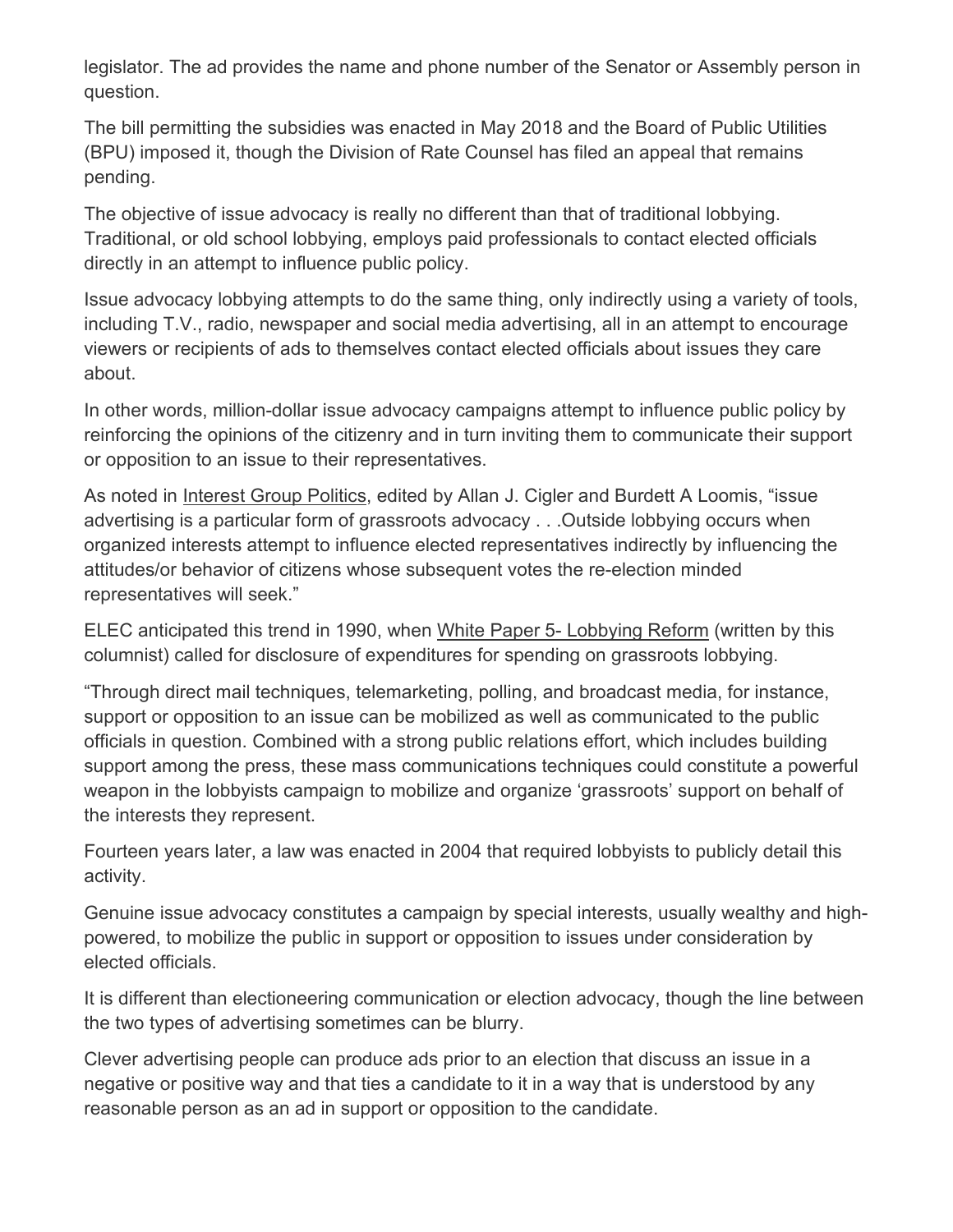legislator. The ad provides the name and phone number of the Senator or Assembly person in question.

The bill permitting the subsidies was enacted in May 2018 and the Board of Public Utilities (BPU) imposed it, though the Division of Rate Counsel has filed an appeal that remains pending.

The objective of issue advocacy is really no different than that of traditional lobbying. Traditional, or old school lobbying, employs paid professionals to contact elected officials directly in an attempt to influence public policy.

Issue advocacy lobbying attempts to do the same thing, only indirectly using a variety of tools, including T.V., radio, newspaper and social media advertising, all in an attempt to encourage viewers or recipients of ads to themselves contact elected officials about issues they care about.

In other words, million-dollar issue advocacy campaigns attempt to influence public policy by reinforcing the opinions of the citizenry and in turn inviting them to communicate their support or opposition to an issue to their representatives.

As noted in Interest Group Politics, edited by Allan J. Cigler and Burdett A Loomis, "issue advertising is a particular form of grassroots advocacy . . .Outside lobbying occurs when organized interests attempt to influence elected representatives indirectly by influencing the attitudes/or behavior of citizens whose subsequent votes the re-election minded representatives will seek."

ELEC anticipated this trend in 1990, when White Paper 5- Lobbying Reform (written by this columnist) called for disclosure of expenditures for spending on grassroots lobbying.

"Through direct mail techniques, telemarketing, polling, and broadcast media, for instance, support or opposition to an issue can be mobilized as well as communicated to the public officials in question. Combined with a strong public relations effort, which includes building support among the press, these mass communications techniques could constitute a powerful weapon in the lobbyists campaign to mobilize and organize 'grassroots' support on behalf of the interests they represent.

Fourteen years later, a law was enacted in 2004 that required lobbyists to publicly detail this activity.

Genuine issue advocacy constitutes a campaign by special interests, usually wealthy and high-powered, to mobilize the public in support or opposition to issues under consideration by elected officials.

It is different than electioneering communication or election advocacy, though the line between the two types of advertising sometimes can be blurry.

Clever advertising people can produce ads prior to an election that discuss an issue in a negative or positive way and that ties a candidate to it in a way that is understood by any reasonable person as an ad in support or opposition to the candidate.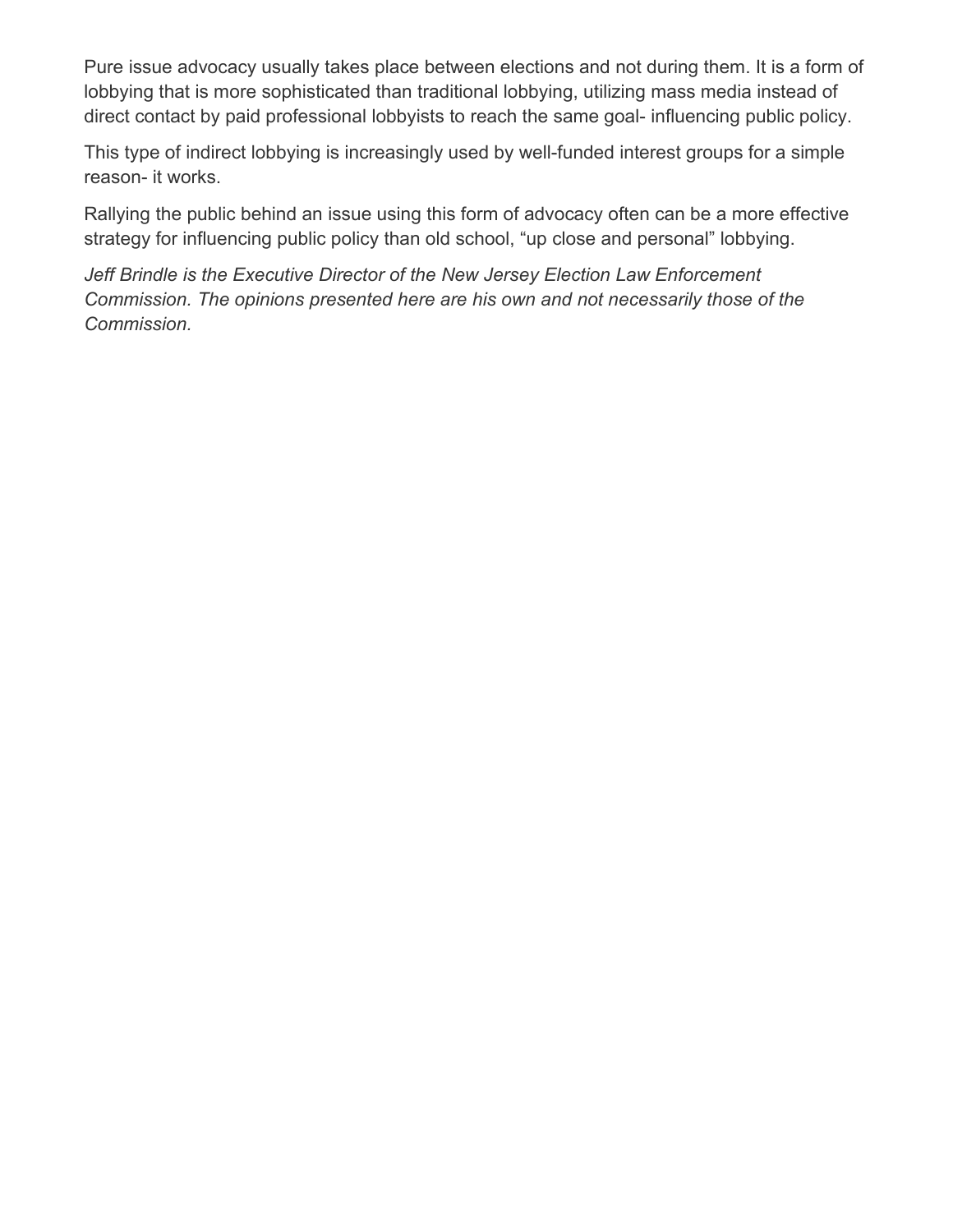Pure issue advocacy usually takes place between elections and not during them. It is a form of lobbying that is more sophisticated than traditional lobbying, utilizing mass media instead of direct contact by paid professional lobbyists to reach the same goal- influencing public policy.

This type of indirect lobbying is increasingly used by well-funded interest groups for a simple reason- it works.

Rallying the public behind an issue using this form of advocacy often can be a more effective strategy for influencing public policy than old school, "up close and personal" lobbying.

*Jeff Brindle is the Executive Director of the New Jersey Election Law Enforcement Commission. The opinions presented here are his own and not necessarily those of the Commission.*